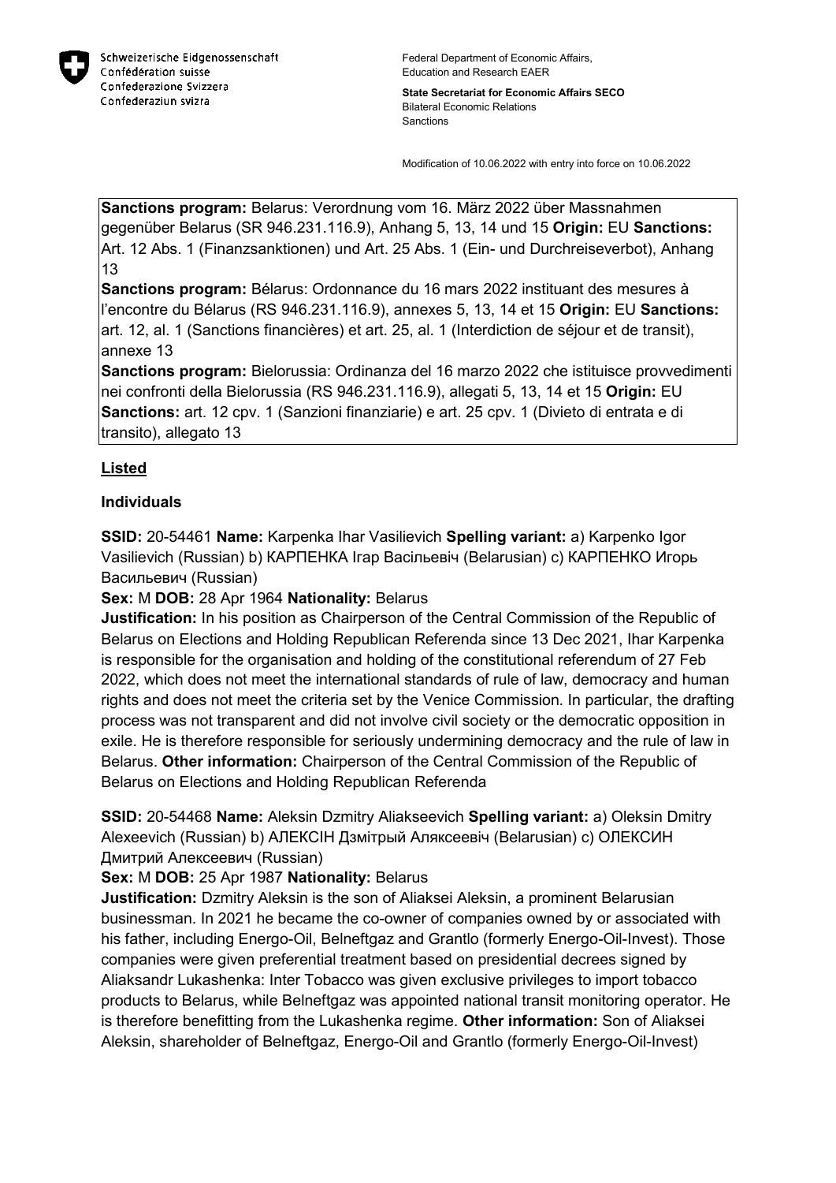Schweizerische Eidgenossenschaft
Confédération suisse
Confederazione Svizzera
Confederaziun svizra

Federal Department of Economic Affairs, Education and Research EAER

**State Secretariat for Economic Affairs SECO**
Bilateral Economic Relations
Sanctions

Modification of 10.06.2022 with entry into force on 10.06.2022

**Sanctions program:** Belarus: Verordnung vom 16. März 2022 über Massnahmen gegenüber Belarus (SR 946.231.116.9), Anhang 5, 13, 14 und 15 **Origin:** EU **Sanctions:** Art. 12 Abs. 1 (Finanzsanktionen) und Art. 25 Abs. 1 (Ein- und Durchreiseverbot), Anhang 13
**Sanctions program:** Bélarus: Ordonnance du 16 mars 2022 instituant des mesures à l'encontre du Bélarus (RS 946.231.116.9), annexes 5, 13, 14 et 15 **Origin:** EU **Sanctions:** art. 12, al. 1 (Sanctions financières) et art. 25, al. 1 (Interdiction de séjour et de transit), annexe 13
**Sanctions program:** Bielorussia: Ordinanza del 16 marzo 2022 che istituisce provvedimenti nei confronti della Bielorussia (RS 946.231.116.9), allegati 5, 13, 14 et 15 **Origin:** EU **Sanctions:** art. 12 cpv. 1 (Sanzioni finanziarie) e art. 25 cpv. 1 (Divieto di entrata e di transito), allegato 13

## Listed

### Individuals

**SSID:** 20-54461 **Name:** Karpenka Ihar Vasilievich **Spelling variant:** a) Karpenko Igor Vasilievich (Russian) b) КАРПЕНКА Ігар Васільевіч (Belarusian) c) КАРПЕНКО Игорь Васильевич (Russian)
**Sex:** M **DOB:** 28 Apr 1964 **Nationality:** Belarus
**Justification:** In his position as Chairperson of the Central Commission of the Republic of Belarus on Elections and Holding Republican Referenda since 13 Dec 2021, Ihar Karpenka is responsible for the organisation and holding of the constitutional referendum of 27 Feb 2022, which does not meet the international standards of rule of law, democracy and human rights and does not meet the criteria set by the Venice Commission. In particular, the drafting process was not transparent and did not involve civil society or the democratic opposition in exile. He is therefore responsible for seriously undermining democracy and the rule of law in Belarus. **Other information:** Chairperson of the Central Commission of the Republic of Belarus on Elections and Holding Republican Referenda

**SSID:** 20-54468 **Name:** Aleksin Dzmitry Aliakseevich **Spelling variant:** a) Oleksin Dmitry Alexeevich (Russian) b) АЛЕКСІН Дзмітрый Аляксеевіч (Belarusian) c) ОЛЕКСИН Дмитрий Алексеевич (Russian)
**Sex:** M **DOB:** 25 Apr 1987 **Nationality:** Belarus
**Justification:** Dzmitry Aleksin is the son of Aliaksei Aleksin, a prominent Belarusian businessman. In 2021 he became the co-owner of companies owned by or associated with his father, including Energo-Oil, Belneftgaz and Grantlo (formerly Energo-Oil-Invest). Those companies were given preferential treatment based on presidential decrees signed by Aliaksandr Lukashenka: Inter Tobacco was given exclusive privileges to import tobacco products to Belarus, while Belneftgaz was appointed national transit monitoring operator. He is therefore benefitting from the Lukashenka regime. **Other information:** Son of Aliaksei Aleksin, shareholder of Belneftgaz, Energo-Oil and Grantlo (formerly Energo-Oil-Invest)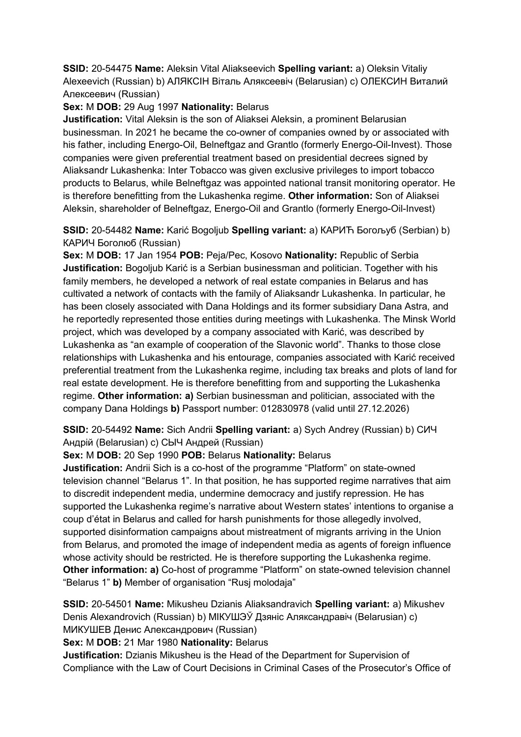**SSID:** 20-54475 **Name:** Aleksin Vital Aliakseevich **Spelling variant:** a) Oleksin Vitaliy Alexeevich (Russian) b) АЛЯКСІН Віталь Аляксеевіч (Belarusian) c) ОЛЕКСИН Виталий Алексеевич (Russian)

**Sex:** M **DOB:** 29 Aug 1997 **Nationality:** Belarus

**Justification:** Vital Aleksin is the son of Aliaksei Aleksin, a prominent Belarusian businessman. In 2021 he became the co-owner of companies owned by or associated with his father, including Energo-Oil, Belneftgaz and Grantlo (formerly Energo-Oil-Invest). Those companies were given preferential treatment based on presidential decrees signed by Aliaksandr Lukashenka: Inter Tobacco was given exclusive privileges to import tobacco products to Belarus, while Belneftgaz was appointed national transit monitoring operator. He is therefore benefitting from the Lukashenka regime. **Other information:** Son of Aliaksei Aleksin, shareholder of Belneftgaz, Energo-Oil and Grantlo (formerly Energo-Oil-Invest)

**SSID:** 20-54482 **Name:** Karić Bogoljub **Spelling variant:** a) КАРИЋ Богољуб (Serbian) b) КАРИЧ Боголюб (Russian)

**Sex:** M **DOB:** 17 Jan 1954 **POB:** Peja/Pec, Kosovo **Nationality:** Republic of Serbia

**Justification:** Bogoljub Karić is a Serbian businessman and politician. Together with his family members, he developed a network of real estate companies in Belarus and has cultivated a network of contacts with the family of Aliaksandr Lukashenka. In particular, he has been closely associated with Dana Holdings and its former subsidiary Dana Astra, and he reportedly represented those entities during meetings with Lukashenka. The Minsk World project, which was developed by a company associated with Karić, was described by Lukashenka as "an example of cooperation of the Slavonic world". Thanks to those close relationships with Lukashenka and his entourage, companies associated with Karić received preferential treatment from the Lukashenka regime, including tax breaks and plots of land for real estate development. He is therefore benefitting from and supporting the Lukashenka regime. **Other information: a)** Serbian businessman and politician, associated with the company Dana Holdings **b)** Passport number: 012830978 (valid until 27.12.2026)

**SSID:** 20-54492 **Name:** Sich Andrii **Spelling variant:** a) Sych Andrey (Russian) b) СИЧ Андрій (Belarusian) c) СЫЧ Андрей (Russian)

**Sex:** M **DOB:** 20 Sep 1990 **POB:** Belarus **Nationality:** Belarus

**Justification:** Andrii Sich is a co-host of the programme "Platform" on state-owned television channel "Belarus 1". In that position, he has supported regime narratives that aim to discredit independent media, undermine democracy and justify repression. He has supported the Lukashenka regime's narrative about Western states' intentions to organise a coup d'état in Belarus and called for harsh punishments for those allegedly involved, supported disinformation campaigns about mistreatment of migrants arriving in the Union from Belarus, and promoted the image of independent media as agents of foreign influence whose activity should be restricted. He is therefore supporting the Lukashenka regime. **Other information: a)** Co-host of programme "Platform" on state-owned television channel "Belarus 1" **b)** Member of organisation "Rusj molodaja"

**SSID:** 20-54501 **Name:** Mikusheu Dzianis Aliaksandravich **Spelling variant:** a) Mikushev Denis Alexandrovich (Russian) b) МІКУШЭЎ Дзяніс Аляксандравіч (Belarusian) c) МИКУШЕВ Денис Александрович (Russian)

**Sex:** M **DOB:** 21 Mar 1980 **Nationality:** Belarus

**Justification:** Dzianis Mikusheu is the Head of the Department for Supervision of Compliance with the Law of Court Decisions in Criminal Cases of the Prosecutor's Office of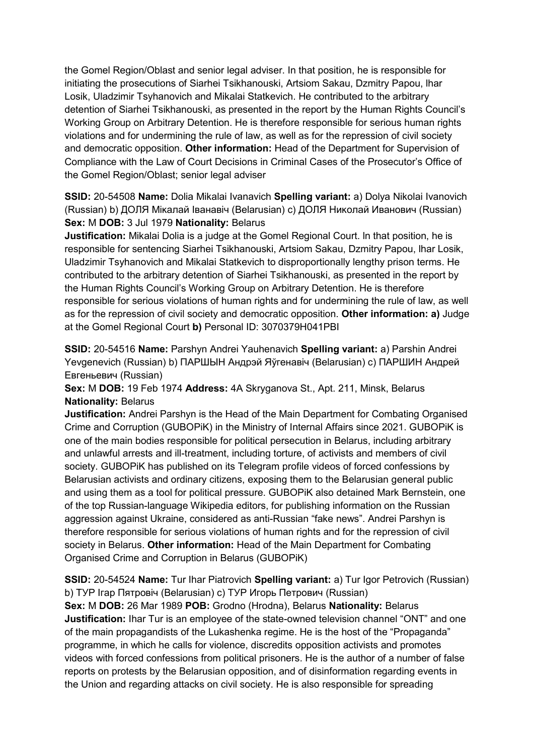the Gomel Region/Oblast and senior legal adviser. In that position, he is responsible for initiating the prosecutions of Siarhei Tsikhanouski, Artsiom Sakau, Dzmitry Papou, Ihar Losik, Uladzimir Tsyhanovich and Mikalai Statkevich. He contributed to the arbitrary detention of Siarhei Tsikhanouski, as presented in the report by the Human Rights Council's Working Group on Arbitrary Detention. He is therefore responsible for serious human rights violations and for undermining the rule of law, as well as for the repression of civil society and democratic opposition. **Other information:** Head of the Department for Supervision of Compliance with the Law of Court Decisions in Criminal Cases of the Prosecutor's Office of the Gomel Region/Oblast; senior legal adviser

**SSID:** 20-54508 **Name:** Dolia Mikalai Ivanavich **Spelling variant:** a) Dolya Nikolai Ivanovich (Russian) b) ДОЛЯ Мікалай Іванавіч (Belarusian) c) ДОЛЯ Николай Иванович (Russian) **Sex:** M **DOB:** 3 Jul 1979 **Nationality:** Belarus
**Justification:** Mikalai Dolia is a judge at the Gomel Regional Court. In that position, he is responsible for sentencing Siarhei Tsikhanouski, Artsiom Sakau, Dzmitry Papou, Ihar Losik, Uladzimir Tsyhanovich and Mikalai Statkevich to disproportionally lengthy prison terms. He contributed to the arbitrary detention of Siarhei Tsikhanouski, as presented in the report by the Human Rights Council's Working Group on Arbitrary Detention. He is therefore responsible for serious violations of human rights and for undermining the rule of law, as well as for the repression of civil society and democratic opposition. **Other information: a)** Judge at the Gomel Regional Court **b)** Personal ID: 3070379H041PBI

**SSID:** 20-54516 **Name:** Parshyn Andrei Yauhenavich **Spelling variant:** a) Parshin Andrei Yevgenevich (Russian) b) ПАРШЫН Андрэй Яўгенавіч (Belarusian) c) ПАРШИН Андрей Евгеньевич (Russian)
**Sex:** M **DOB:** 19 Feb 1974 **Address:** 4A Skryganova St., Apt. 211, Minsk, Belarus **Nationality:** Belarus
**Justification:** Andrei Parshyn is the Head of the Main Department for Combating Organised Crime and Corruption (GUBOPiK) in the Ministry of Internal Affairs since 2021. GUBOPiK is one of the main bodies responsible for political persecution in Belarus, including arbitrary and unlawful arrests and ill-treatment, including torture, of activists and members of civil society. GUBOPiK has published on its Telegram profile videos of forced confessions by Belarusian activists and ordinary citizens, exposing them to the Belarusian general public and using them as a tool for political pressure. GUBOPiK also detained Mark Bernstein, one of the top Russian-language Wikipedia editors, for publishing information on the Russian aggression against Ukraine, considered as anti-Russian "fake news". Andrei Parshyn is therefore responsible for serious violations of human rights and for the repression of civil society in Belarus. **Other information:** Head of the Main Department for Combating Organised Crime and Corruption in Belarus (GUBOPiK)

**SSID:** 20-54524 **Name:** Tur Ihar Piatrovich **Spelling variant:** a) Tur Igor Petrovich (Russian) b) ТУР Ігар Пятровіч (Belarusian) c) ТУР Игорь Петрович (Russian)
**Sex:** M **DOB:** 26 Mar 1989 **POB:** Grodno (Hrodna), Belarus **Nationality:** Belarus
**Justification:** Ihar Tur is an employee of the state-owned television channel "ONT" and one of the main propagandists of the Lukashenka regime. He is the host of the "Propaganda" programme, in which he calls for violence, discredits opposition activists and promotes videos with forced confessions from political prisoners. He is the author of a number of false reports on protests by the Belarusian opposition, and of disinformation regarding events in the Union and regarding attacks on civil society. He is also responsible for spreading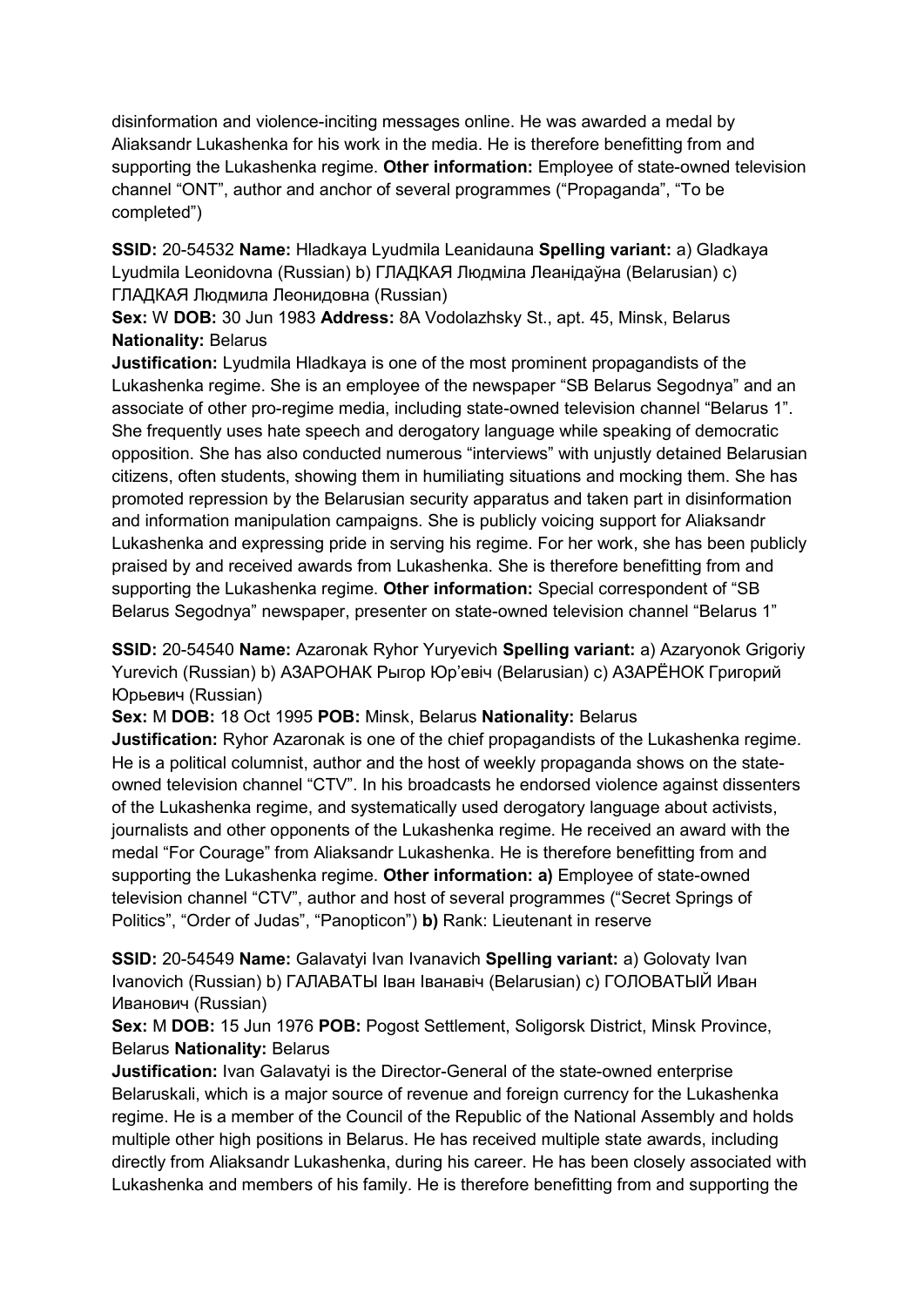disinformation and violence-inciting messages online. He was awarded a medal by Aliaksandr Lukashenka for his work in the media. He is therefore benefitting from and supporting the Lukashenka regime. **Other information:** Employee of state-owned television channel "ONT", author and anchor of several programmes ("Propaganda", "To be completed")

**SSID:** 20-54532 **Name:** Hladkaya Lyudmila Leanidauna **Spelling variant:** a) Gladkaya Lyudmila Leonidovna (Russian) b) ГЛАДКАЯ Людміла Леанідаўна (Belarusian) c) ГЛАДКАЯ Людмила Леонидовна (Russian)
**Sex:** W **DOB:** 30 Jun 1983 **Address:** 8A Vodolazhsky St., apt. 45, Minsk, Belarus **Nationality:** Belarus
**Justification:** Lyudmila Hladkaya is one of the most prominent propagandists of the Lukashenka regime. She is an employee of the newspaper "SB Belarus Segodnya" and an associate of other pro-regime media, including state-owned television channel "Belarus 1". She frequently uses hate speech and derogatory language while speaking of democratic opposition. She has also conducted numerous "interviews" with unjustly detained Belarusian citizens, often students, showing them in humiliating situations and mocking them. She has promoted repression by the Belarusian security apparatus and taken part in disinformation and information manipulation campaigns. She is publicly voicing support for Aliaksandr Lukashenka and expressing pride in serving his regime. For her work, she has been publicly praised by and received awards from Lukashenka. She is therefore benefitting from and supporting the Lukashenka regime. **Other information:** Special correspondent of "SB Belarus Segodnya" newspaper, presenter on state-owned television channel "Belarus 1"

**SSID:** 20-54540 **Name:** Azaronak Ryhor Yuryevich **Spelling variant:** a) Azaryonok Grigoriy Yurevich (Russian) b) АЗАРОНАК Рыгор Юр'евіч (Belarusian) c) АЗАРЁНОК Григорий Юрьевич (Russian)
**Sex:** M **DOB:** 18 Oct 1995 **POB:** Minsk, Belarus **Nationality:** Belarus
**Justification:** Ryhor Azaronak is one of the chief propagandists of the Lukashenka regime. He is a political columnist, author and the host of weekly propaganda shows on the state-owned television channel "CTV". In his broadcasts he endorsed violence against dissenters of the Lukashenka regime, and systematically used derogatory language about activists, journalists and other opponents of the Lukashenka regime. He received an award with the medal "For Courage" from Aliaksandr Lukashenka. He is therefore benefitting from and supporting the Lukashenka regime. **Other information:** **a)** Employee of state-owned television channel "CTV", author and host of several programmes ("Secret Springs of Politics", "Order of Judas", "Panopticon") **b)** Rank: Lieutenant in reserve

**SSID:** 20-54549 **Name:** Galavatyi Ivan Ivanavich **Spelling variant:** a) Golovaty Ivan Ivanovich (Russian) b) ГАЛАВАТЫ Іван Іванавіч (Belarusian) c) ГОЛОВАТЫЙ Иван Иванович (Russian)
**Sex:** M **DOB:** 15 Jun 1976 **POB:** Pogost Settlement, Soligorsk District, Minsk Province, Belarus **Nationality:** Belarus
**Justification:** Ivan Galavatyi is the Director-General of the state-owned enterprise Belaruskali, which is a major source of revenue and foreign currency for the Lukashenka regime. He is a member of the Council of the Republic of the National Assembly and holds multiple other high positions in Belarus. He has received multiple state awards, including directly from Aliaksandr Lukashenka, during his career. He has been closely associated with Lukashenka and members of his family. He is therefore benefitting from and supporting the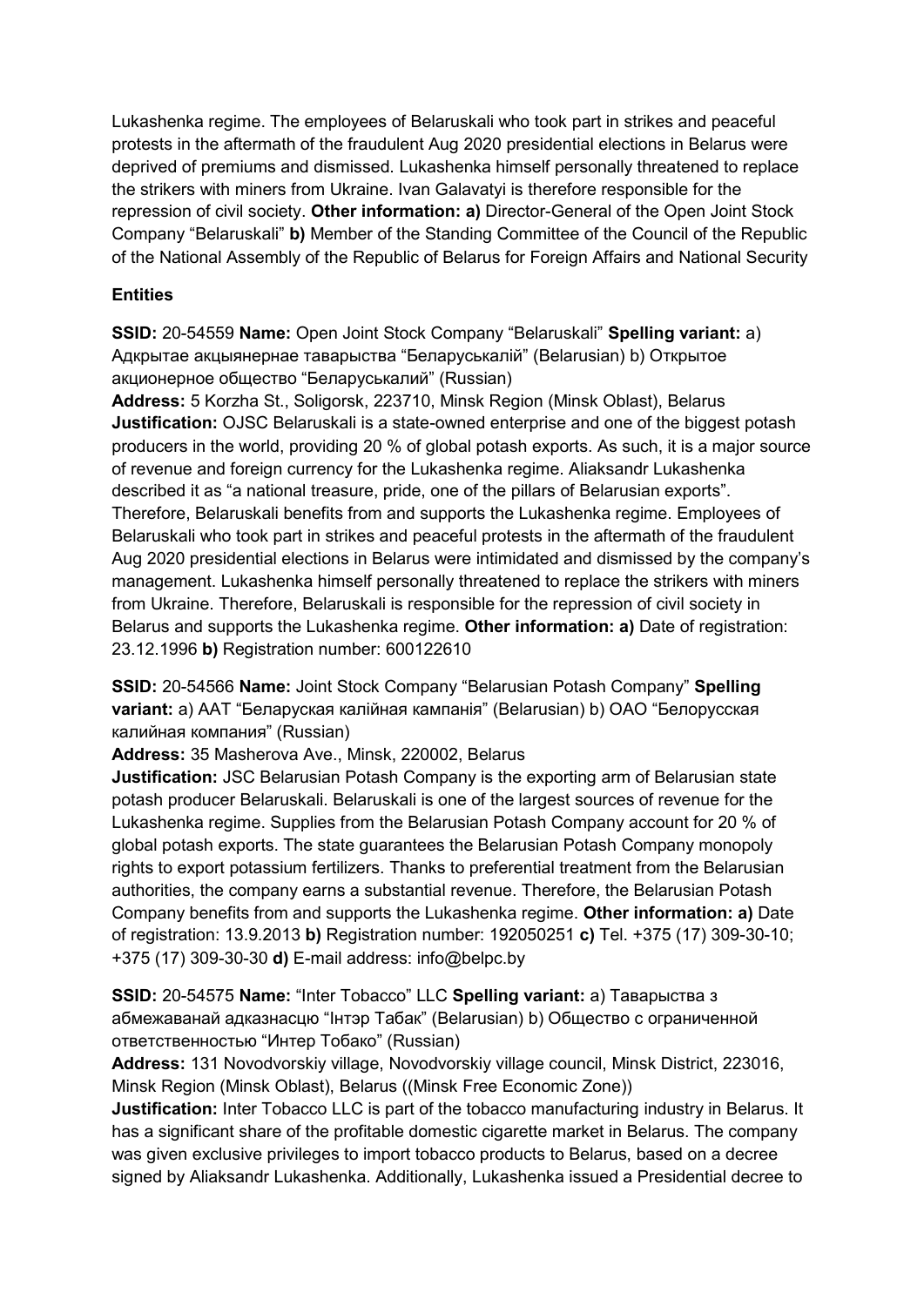Lukashenka regime. The employees of Belaruskali who took part in strikes and peaceful protests in the aftermath of the fraudulent Aug 2020 presidential elections in Belarus were deprived of premiums and dismissed. Lukashenka himself personally threatened to replace the strikers with miners from Ukraine. Ivan Galavatyi is therefore responsible for the repression of civil society. **Other information: a)** Director-General of the Open Joint Stock Company "Belaruskali" **b)** Member of the Standing Committee of the Council of the Republic of the National Assembly of the Republic of Belarus for Foreign Affairs and National Security

## Entities

**SSID:** 20-54559 **Name:** Open Joint Stock Company "Belaruskali" **Spelling variant:** a) Адкрытае акцыянернае таварыства "Беларуськалій" (Belarusian) b) Открытое акционерное общество "Беларуськалий" (Russian)
**Address:** 5 Korzha St., Soligorsk, 223710, Minsk Region (Minsk Oblast), Belarus
**Justification:** OJSC Belaruskali is a state-owned enterprise and one of the biggest potash producers in the world, providing 20 % of global potash exports. As such, it is a major source of revenue and foreign currency for the Lukashenka regime. Aliaksandr Lukashenka described it as "a national treasure, pride, one of the pillars of Belarusian exports". Therefore, Belaruskali benefits from and supports the Lukashenka regime. Employees of Belaruskali who took part in strikes and peaceful protests in the aftermath of the fraudulent Aug 2020 presidential elections in Belarus were intimidated and dismissed by the company's management. Lukashenka himself personally threatened to replace the strikers with miners from Ukraine. Therefore, Belaruskali is responsible for the repression of civil society in Belarus and supports the Lukashenka regime. **Other information: a)** Date of registration: 23.12.1996 **b)** Registration number: 600122610

**SSID:** 20-54566 **Name:** Joint Stock Company "Belarusian Potash Company" **Spelling variant:** a) ААТ "Беларуская калійная кампанія" (Belarusian) b) ОАО "Белорусская калийная компания" (Russian)
**Address:** 35 Masherova Ave., Minsk, 220002, Belarus
**Justification:** JSC Belarusian Potash Company is the exporting arm of Belarusian state potash producer Belaruskali. Belaruskali is one of the largest sources of revenue for the Lukashenka regime. Supplies from the Belarusian Potash Company account for 20 % of global potash exports. The state guarantees the Belarusian Potash Company monopoly rights to export potassium fertilizers. Thanks to preferential treatment from the Belarusian authorities, the company earns a substantial revenue. Therefore, the Belarusian Potash Company benefits from and supports the Lukashenka regime. **Other information: a)** Date of registration: 13.9.2013 **b)** Registration number: 192050251 **c)** Tel. +375 (17) 309-30-10; +375 (17) 309-30-30 **d)** E-mail address: info@belpc.by

**SSID:** 20-54575 **Name:** "Inter Tobacco" LLC **Spelling variant:** a) Таварыства з абмежаванай адказнасцю "Інтэр Табак" (Belarusian) b) Общество с ограниченной ответственностью "Интер Тобако" (Russian)
**Address:** 131 Novodvorskiy village, Novodvorskiy village council, Minsk District, 223016, Minsk Region (Minsk Oblast), Belarus ((Minsk Free Economic Zone))
**Justification:** Inter Tobacco LLC is part of the tobacco manufacturing industry in Belarus. It has a significant share of the profitable domestic cigarette market in Belarus. The company was given exclusive privileges to import tobacco products to Belarus, based on a decree signed by Aliaksandr Lukashenka. Additionally, Lukashenka issued a Presidential decree to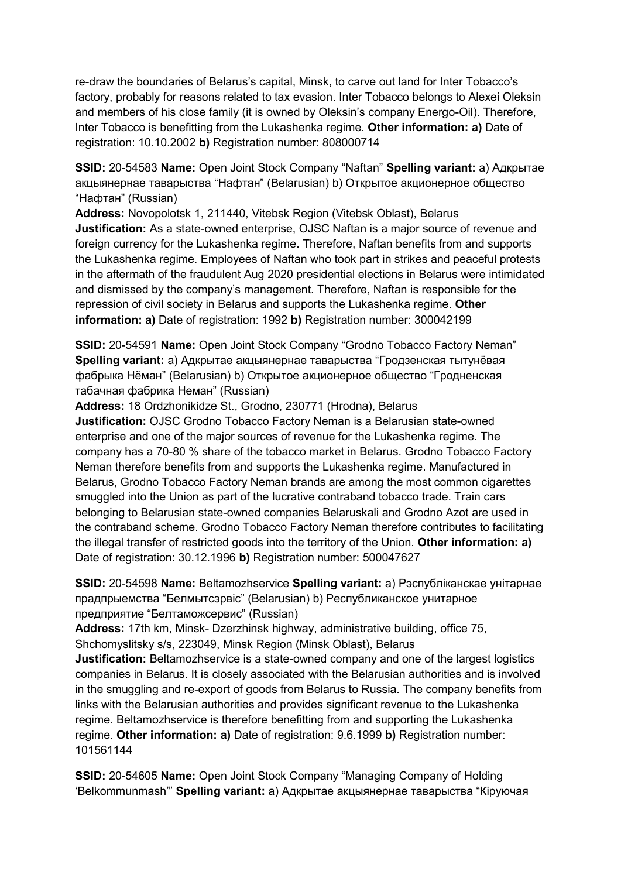re-draw the boundaries of Belarus's capital, Minsk, to carve out land for Inter Tobacco's factory, probably for reasons related to tax evasion. Inter Tobacco belongs to Alexei Oleksin and members of his close family (it is owned by Oleksin's company Energo-Oil). Therefore, Inter Tobacco is benefitting from the Lukashenka regime. **Other information: a)** Date of registration: 10.10.2002 **b)** Registration number: 808000714

**SSID:** 20-54583 **Name:** Open Joint Stock Company "Naftan" **Spelling variant:** a) Адкрытае акцыянернае таварыства "Нафтан" (Belarusian) b) Открытое акционерное общество "Нафтан" (Russian)

**Address:** Novopolotsk 1, 211440, Vitebsk Region (Vitebsk Oblast), Belarus

**Justification:** As a state-owned enterprise, OJSC Naftan is a major source of revenue and foreign currency for the Lukashenka regime. Therefore, Naftan benefits from and supports the Lukashenka regime. Employees of Naftan who took part in strikes and peaceful protests in the aftermath of the fraudulent Aug 2020 presidential elections in Belarus were intimidated and dismissed by the company's management. Therefore, Naftan is responsible for the repression of civil society in Belarus and supports the Lukashenka regime. **Other information: a)** Date of registration: 1992 **b)** Registration number: 300042199

**SSID:** 20-54591 **Name:** Open Joint Stock Company "Grodno Tobacco Factory Neman" **Spelling variant:** a) Адкрытае акцыянернае таварыства "Гродзенская тытунёвая фабрыка Нёман" (Belarusian) b) Открытое акционерное общество "Гродненская табачная фабрика Неман" (Russian)

**Address:** 18 Ordzhonikidze St., Grodno, 230771 (Hrodna), Belarus

**Justification:** OJSC Grodno Tobacco Factory Neman is a Belarusian state-owned enterprise and one of the major sources of revenue for the Lukashenka regime. The company has a 70-80 % share of the tobacco market in Belarus. Grodno Tobacco Factory Neman therefore benefits from and supports the Lukashenka regime. Manufactured in Belarus, Grodno Tobacco Factory Neman brands are among the most common cigarettes smuggled into the Union as part of the lucrative contraband tobacco trade. Train cars belonging to Belarusian state-owned companies Belaruskali and Grodno Azot are used in the contraband scheme. Grodno Tobacco Factory Neman therefore contributes to facilitating the illegal transfer of restricted goods into the territory of the Union. **Other information: a)** Date of registration: 30.12.1996 **b)** Registration number: 500047627

**SSID:** 20-54598 **Name:** Beltamozhservice **Spelling variant:** a) Рэспубліканскае унітарнае прадпрыемства "Белмытсэрвіс" (Belarusian) b) Республиканское унитарное предприятие "Белтаможсервис" (Russian)

**Address:** 17th km, Minsk- Dzerzhinsk highway, administrative building, office 75, Shchomyslitsky s/s, 223049, Minsk Region (Minsk Oblast), Belarus

**Justification:** Beltamozhservice is a state-owned company and one of the largest logistics companies in Belarus. It is closely associated with the Belarusian authorities and is involved in the smuggling and re-export of goods from Belarus to Russia. The company benefits from links with the Belarusian authorities and provides significant revenue to the Lukashenka regime. Beltamozhservice is therefore benefitting from and supporting the Lukashenka regime. **Other information: a)** Date of registration: 9.6.1999 **b)** Registration number: 101561144

**SSID:** 20-54605 **Name:** Open Joint Stock Company "Managing Company of Holding 'Belkommunmash'" **Spelling variant:** a) Адкрытае акцыянернае таварыства "Кіруючая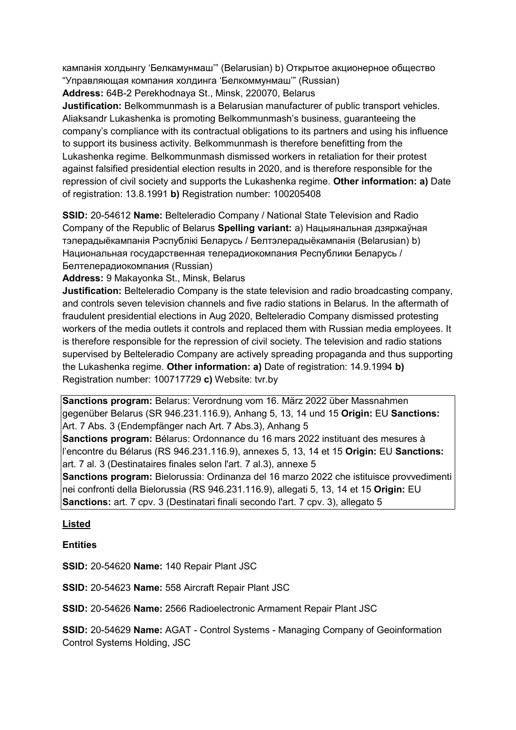кампанія холдынгу 'Белкамунмаш'" (Belarusian) b) Открытое акционерное общество "Управляющая компания холдинга 'Белкоммунмаш'" (Russian)
**Address:** 64B-2 Perekhodnaya St., Minsk, 220070, Belarus
**Justification:** Belkommunmash is a Belarusian manufacturer of public transport vehicles. Aliaksandr Lukashenka is promoting Belkommunmash's business, guaranteeing the company's compliance with its contractual obligations to its partners and using his influence to support its business activity. Belkommunmash is therefore benefitting from the Lukashenka regime. Belkommunmash dismissed workers in retaliation for their protest against falsified presidential election results in 2020, and is therefore responsible for the repression of civil society and supports the Lukashenka regime. **Other information: a)** Date of registration: 13.8.1991 **b)** Registration number: 100205408

**SSID:** 20-54612 **Name:** Belteleradio Company / National State Television and Radio Company of the Republic of Belarus **Spelling variant:** a) Нацыянальная дзяржаўная тэлерадыёкампанія Рэспублікі Беларусь / Белтэлерадыёкампанія (Belarusian) b) Национальная государственная телерадиокомпания Республики Беларусь / Белтелерадиокомпания (Russian)
**Address:** 9 Makayonka St., Minsk, Belarus
**Justification:** Belteleradio Company is the state television and radio broadcasting company, and controls seven television channels and five radio stations in Belarus. In the aftermath of fraudulent presidential elections in Aug 2020, Belteleradio Company dismissed protesting workers of the media outlets it controls and replaced them with Russian media employees. It is therefore responsible for the repression of civil society. The television and radio stations supervised by Belteleradio Company are actively spreading propaganda and thus supporting the Lukashenka regime. **Other information: a)** Date of registration: 14.9.1994 **b)** Registration number: 100717729 **c)** Website: tvr.by

**Sanctions program:** Belarus: Verordnung vom 16. März 2022 über Massnahmen gegenüber Belarus (SR 946.231.116.9), Anhang 5, 13, 14 und 15 **Origin:** EU **Sanctions:** Art. 7 Abs. 3 (Endempfänger nach Art. 7 Abs.3), Anhang 5
**Sanctions program:** Bélarus: Ordonnance du 16 mars 2022 instituant des mesures à l'encontre du Bélarus (RS 946.231.116.9), annexes 5, 13, 14 et 15 **Origin:** EU **Sanctions:** art. 7 al. 3 (Destinataires finales selon l'art. 7 al.3), annexe 5
**Sanctions program:** Bielorussia: Ordinanza del 16 marzo 2022 che istituisce provvedimenti nei confronti della Bielorussia (RS 946.231.116.9), allegati 5, 13, 14 et 15 **Origin:** EU **Sanctions:** art. 7 cpv. 3 (Destinatari finali secondo l'art. 7 cpv. 3), allegato 5

**Listed**

**Entities**

**SSID:** 20-54620 **Name:** 140 Repair Plant JSC

**SSID:** 20-54623 **Name:** 558 Aircraft Repair Plant JSC

**SSID:** 20-54626 **Name:** 2566 Radioelectronic Armament Repair Plant JSC

**SSID:** 20-54629 **Name:** AGAT - Control Systems - Managing Company of Geoinformation Control Systems Holding, JSC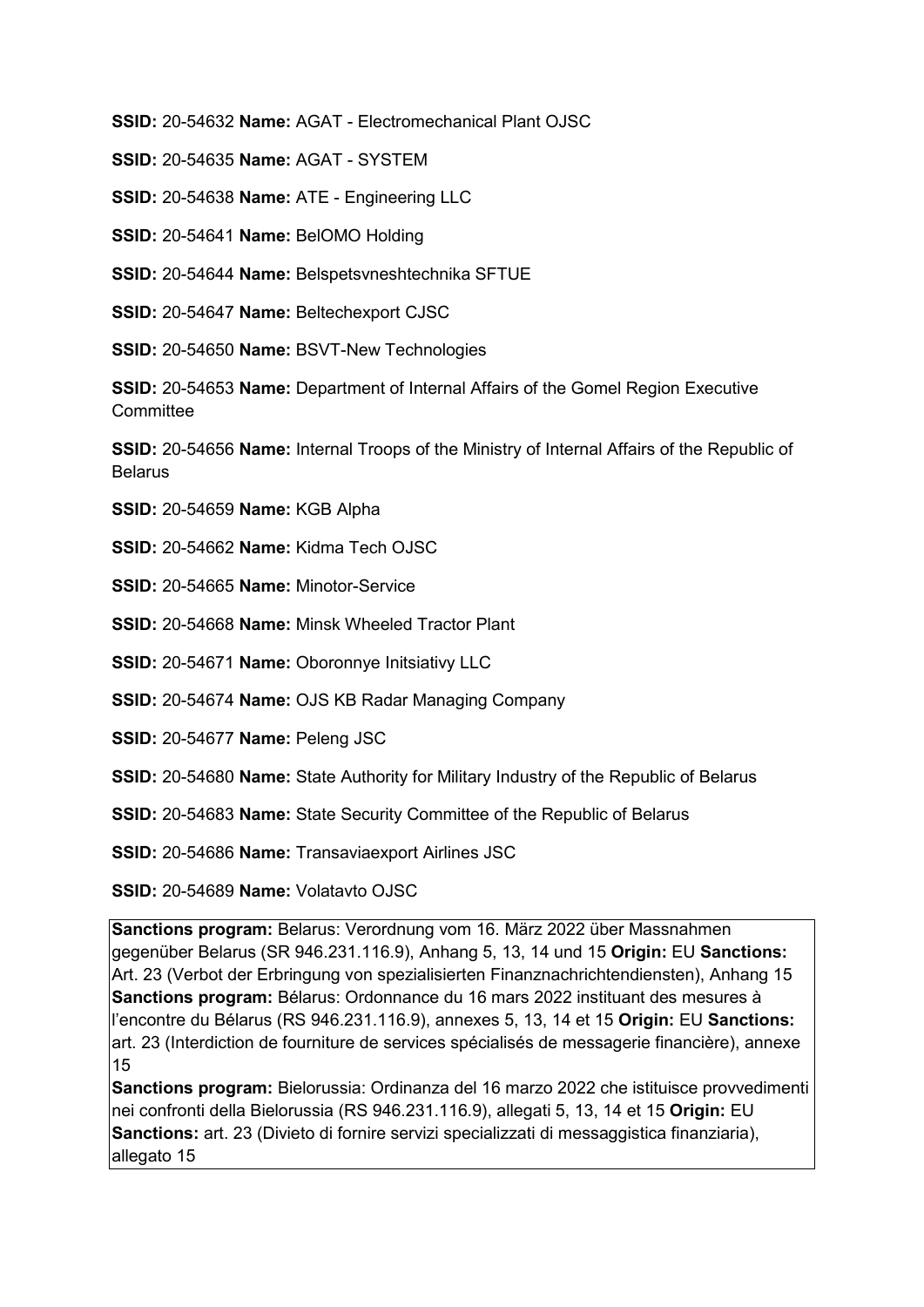**SSID:** 20-54632 **Name:** AGAT - Electromechanical Plant OJSC

**SSID:** 20-54635 **Name:** AGAT - SYSTEM

**SSID:** 20-54638 **Name:** ATE - Engineering LLC

**SSID:** 20-54641 **Name:** BelOMO Holding

**SSID:** 20-54644 **Name:** Belspetsvneshtechnika SFTUE

**SSID:** 20-54647 **Name:** Beltechexport CJSC

**SSID:** 20-54650 **Name:** BSVT-New Technologies

**SSID:** 20-54653 **Name:** Department of Internal Affairs of the Gomel Region Executive Committee

**SSID:** 20-54656 **Name:** Internal Troops of the Ministry of Internal Affairs of the Republic of Belarus

**SSID:** 20-54659 **Name:** KGB Alpha

**SSID:** 20-54662 **Name:** Kidma Tech OJSC

**SSID:** 20-54665 **Name:** Minotor-Service

**SSID:** 20-54668 **Name:** Minsk Wheeled Tractor Plant

**SSID:** 20-54671 **Name:** Oboronnye Initsiativy LLC

**SSID:** 20-54674 **Name:** OJS KB Radar Managing Company

**SSID:** 20-54677 **Name:** Peleng JSC

**SSID:** 20-54680 **Name:** State Authority for Military Industry of the Republic of Belarus

**SSID:** 20-54683 **Name:** State Security Committee of the Republic of Belarus

**SSID:** 20-54686 **Name:** Transaviaexport Airlines JSC

**SSID:** 20-54689 **Name:** Volatavto OJSC

**Sanctions program:** Belarus: Verordnung vom 16. März 2022 über Massnahmen gegenüber Belarus (SR 946.231.116.9), Anhang 5, 13, 14 und 15 **Origin:** EU **Sanctions:** Art. 23 (Verbot der Erbringung von spezialisierten Finanznachrichtendiensten), Anhang 15
**Sanctions program:** Bélarus: Ordonnance du 16 mars 2022 instituant des mesures à l'encontre du Bélarus (RS 946.231.116.9), annexes 5, 13, 14 et 15 **Origin:** EU **Sanctions:** art. 23 (Interdiction de fourniture de services spécialisés de messagerie financière), annexe 15
**Sanctions program:** Bielorussia: Ordinanza del 16 marzo 2022 che istituisce provvedimenti nei confronti della Bielorussia (RS 946.231.116.9), allegati 5, 13, 14 et 15 **Origin:** EU **Sanctions:** art. 23 (Divieto di fornire servizi specializzati di messaggistica finanziaria), allegato 15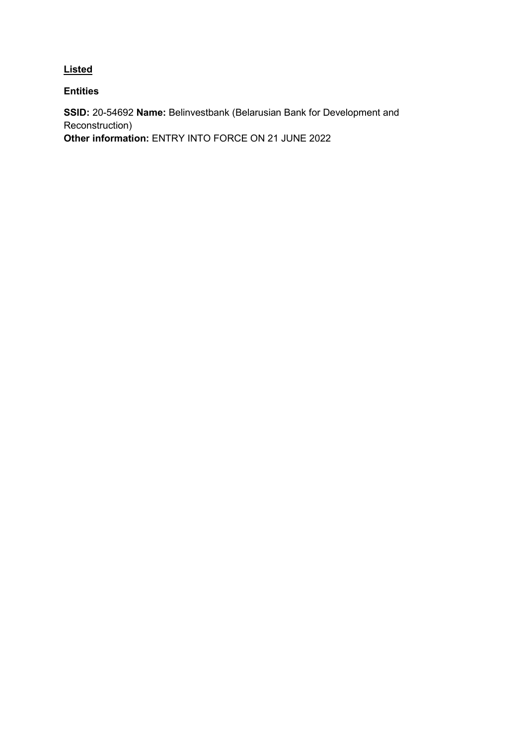**<u>Listed</u>**

**Entities**

**SSID:** 20-54692 **Name:** Belinvestbank (Belarusian Bank for Development and Reconstruction)
**Other information:** ENTRY INTO FORCE ON 21 JUNE 2022